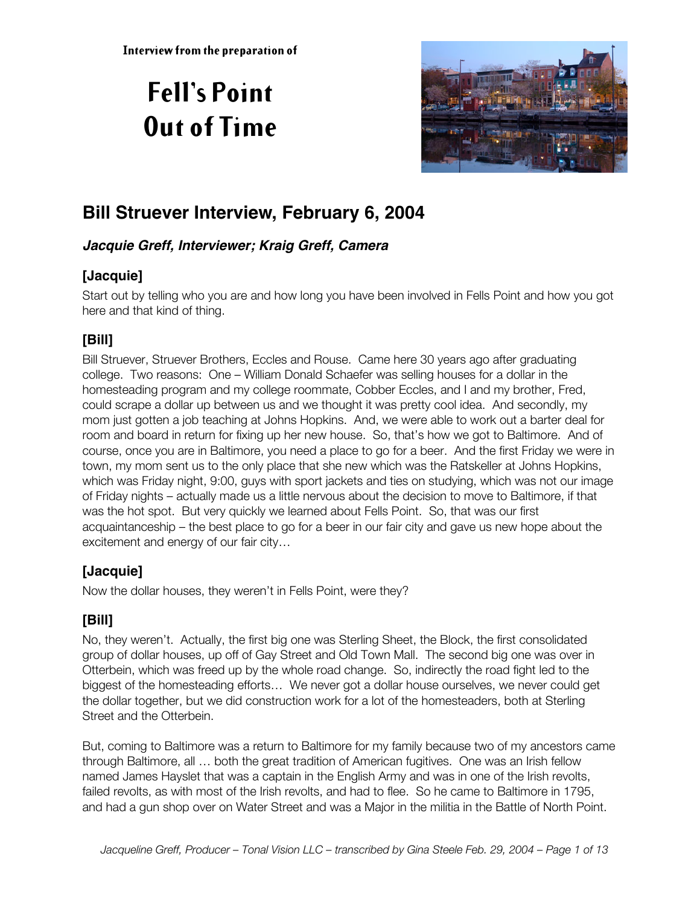Interview from the preparation of

# Fell's Point Out of Time

## Bill Struever Interview, February 6, 2004

### *Jacquie Greff, Interviewer; Kraig Greff, Camera*

### [Jacquie]

Start out by telling who you are and how long you have been involved in Fells Point and how you got here and that kind of thing.

### [Bill]

Bill Struever, Struever Brothers, Eccles and Rouse. Came here 30 years ago after graduating college. Two reasons: One – William Donald Schaefer was selling houses for a dollar in the homesteading program and my college roommate, Cobber Eccles, and I and my brother, Fred, could scrape a dollar up between us and we thought it was pretty cool idea. And secondly, my mom just gotten a job teaching at Johns Hopkins. And, we were able to work out a barter deal for room and board in return for fixing up her new house. So, that's how we got to Baltimore. And of course, once you are in Baltimore, you need a place to go for a beer. And the first Friday we were in town, my mom sent us to the only place that she new which was the Ratskeller at Johns Hopkins, which was Friday night, 9:00, guys with sport jackets and ties on studying, which was not our image of Friday nights – actually made us a little nervous about the decision to move to Baltimore, if that was the hot spot. But very quickly we learned about Fells Point. So, that was our first acquaintanceship – the best place to go for a beer in our fair city and gave us new hope about the excitement and energy of our fair city…

### [Jacquie]

Now the dollar houses, they weren't in Fells Point, were they?

### [Bill]

No, they weren't. Actually, the first big one was Sterling Sheet, the Block, the first consolidated group of dollar houses, up off of Gay Street and Old Town Mall. The second big one was over in Otterbein, which was freed up by the whole road change. So, indirectly the road fight led to the biggest of the homesteading efforts… We never got a dollar house ourselves, we never could get the dollar together, but we did construction work for a lot of the homesteaders, both at Sterling Street and the Otterbein.

But, coming to Baltimore was a return to Baltimore for my family because two of my ancestors came through Baltimore, all … both the great tradition of American fugitives. One was an Irish fellow named James Hayslet that was a captain in the English Army and was in one of the Irish revolts, failed revolts, as with most of the Irish revolts, and had to flee. So he came to Baltimore in 1795, and had a gun shop over on Water Street and was a Major in the militia in the Battle of North Point.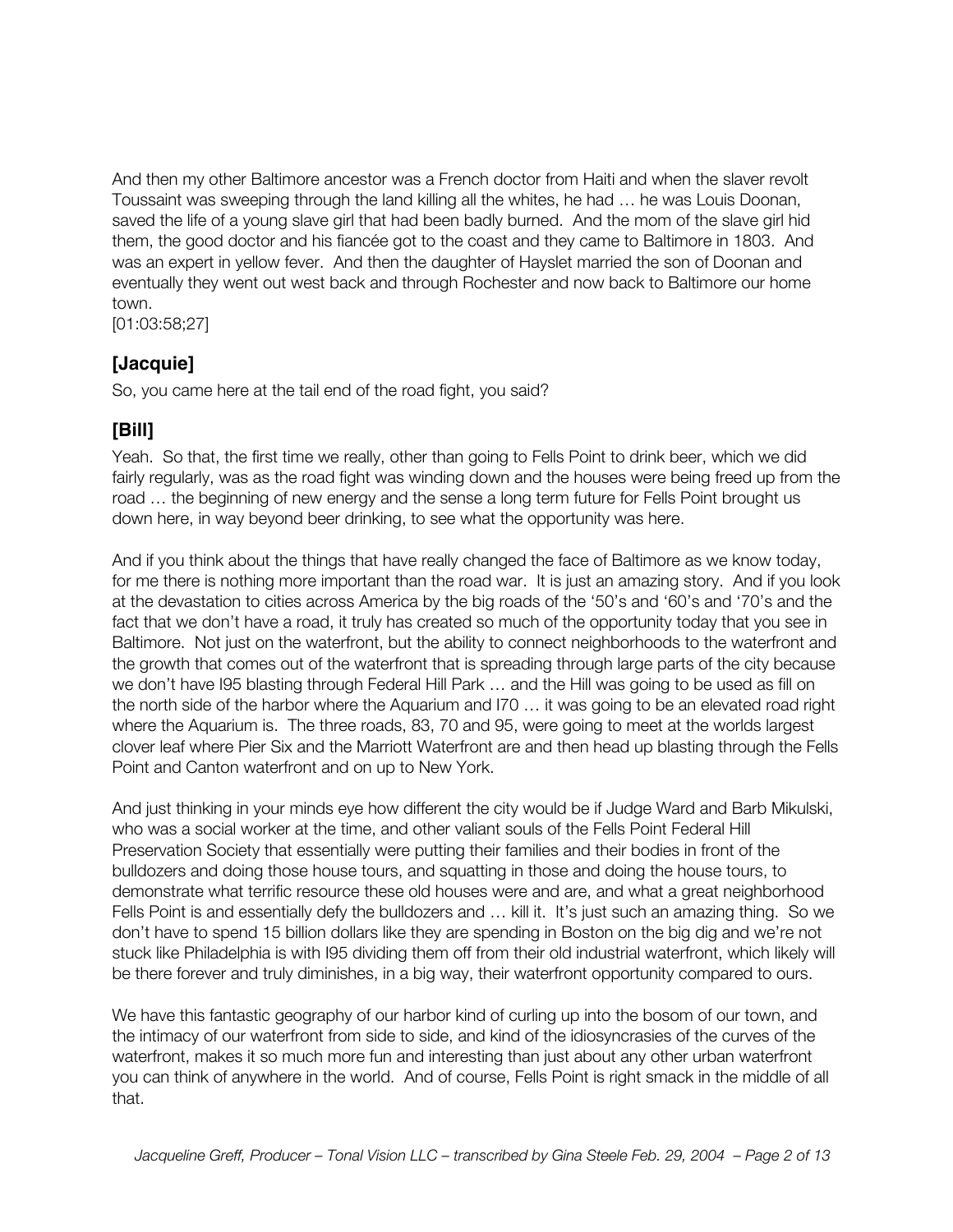And then my other Baltimore ancestor was a French doctor from Haiti and when the slaver revolt Toussaint was sweeping through the land killing all the whites, he had … he was Louis Doonan, saved the life of a young slave girl that had been badly burned. And the mom of the slave girl hid them, the good doctor and his fiancée got to the coast and they came to Baltimore in 1803. And was an expert in yellow fever. And then the daughter of Hayslet married the son of Doonan and eventually they went out west back and through Rochester and now back to Baltimore our home town.
[01:03:58;27]

### [Jacquie]

So, you came here at the tail end of the road fight, you said?

### [Bill]

Yeah. So that, the first time we really, other than going to Fells Point to drink beer, which we did fairly regularly, was as the road fight was winding down and the houses were being freed up from the road … the beginning of new energy and the sense a long term future for Fells Point brought us down here, in way beyond beer drinking, to see what the opportunity was here.

And if you think about the things that have really changed the face of Baltimore as we know today, for me there is nothing more important than the road war. It is just an amazing story. And if you look at the devastation to cities across America by the big roads of the '50's and '60's and '70's and the fact that we don't have a road, it truly has created so much of the opportunity today that you see in Baltimore. Not just on the waterfront, but the ability to connect neighborhoods to the waterfront and the growth that comes out of the waterfront that is spreading through large parts of the city because we don't have I95 blasting through Federal Hill Park … and the Hill was going to be used as fill on the north side of the harbor where the Aquarium and I70 … it was going to be an elevated road right where the Aquarium is. The three roads, 83, 70 and 95, were going to meet at the worlds largest clover leaf where Pier Six and the Marriott Waterfront are and then head up blasting through the Fells Point and Canton waterfront and on up to New York.

And just thinking in your minds eye how different the city would be if Judge Ward and Barb Mikulski, who was a social worker at the time, and other valiant souls of the Fells Point Federal Hill Preservation Society that essentially were putting their families and their bodies in front of the bulldozers and doing those house tours, and squatting in those and doing the house tours, to demonstrate what terrific resource these old houses were and are, and what a great neighborhood Fells Point is and essentially defy the bulldozers and … kill it. It's just such an amazing thing. So we don't have to spend 15 billion dollars like they are spending in Boston on the big dig and we're not stuck like Philadelphia is with I95 dividing them off from their old industrial waterfront, which likely will be there forever and truly diminishes, in a big way, their waterfront opportunity compared to ours.

We have this fantastic geography of our harbor kind of curling up into the bosom of our town, and the intimacy of our waterfront from side to side, and kind of the idiosyncrasies of the curves of the waterfront, makes it so much more fun and interesting than just about any other urban waterfront you can think of anywhere in the world. And of course, Fells Point is right smack in the middle of all that.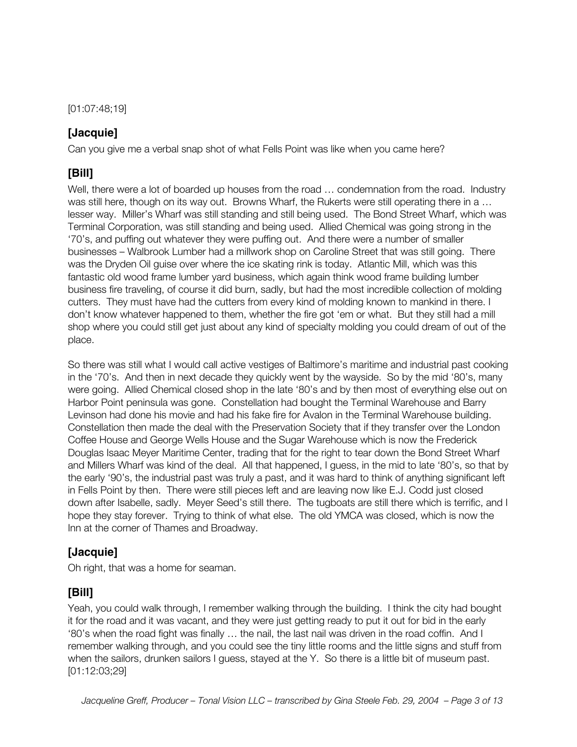[01:07:48;19]

## [Jacquie]

Can you give me a verbal snap shot of what Fells Point was like when you came here?

## [Bill]

Well, there were a lot of boarded up houses from the road … condemnation from the road. Industry was still here, though on its way out. Browns Wharf, the Rukerts were still operating there in a … lesser way. Miller's Wharf was still standing and still being used. The Bond Street Wharf, which was Terminal Corporation, was still standing and being used. Allied Chemical was going strong in the '70's, and puffing out whatever they were puffing out. And there were a number of smaller businesses – Walbrook Lumber had a millwork shop on Caroline Street that was still going. There was the Dryden Oil guise over where the ice skating rink is today. Atlantic Mill, which was this fantastic old wood frame lumber yard business, which again think wood frame building lumber business fire traveling, of course it did burn, sadly, but had the most incredible collection of molding cutters. They must have had the cutters from every kind of molding known to mankind in there. I don't know whatever happened to them, whether the fire got 'em or what. But they still had a mill shop where you could still get just about any kind of specialty molding you could dream of out of the place.

So there was still what I would call active vestiges of Baltimore's maritime and industrial past cooking in the '70's. And then in next decade they quickly went by the wayside. So by the mid '80's, many were going. Allied Chemical closed shop in the late '80's and by then most of everything else out on Harbor Point peninsula was gone. Constellation had bought the Terminal Warehouse and Barry Levinson had done his movie and had his fake fire for Avalon in the Terminal Warehouse building. Constellation then made the deal with the Preservation Society that if they transfer over the London Coffee House and George Wells House and the Sugar Warehouse which is now the Frederick Douglas Isaac Meyer Maritime Center, trading that for the right to tear down the Bond Street Wharf and Millers Wharf was kind of the deal. All that happened, I guess, in the mid to late '80's, so that by the early '90's, the industrial past was truly a past, and it was hard to think of anything significant left in Fells Point by then. There were still pieces left and are leaving now like E.J. Codd just closed down after Isabelle, sadly. Meyer Seed's still there. The tugboats are still there which is terrific, and I hope they stay forever. Trying to think of what else. The old YMCA was closed, which is now the Inn at the corner of Thames and Broadway.

## [Jacquie]

Oh right, that was a home for seaman.

## [Bill]

Yeah, you could walk through, I remember walking through the building. I think the city had bought it for the road and it was vacant, and they were just getting ready to put it out for bid in the early '80's when the road fight was finally … the nail, the last nail was driven in the road coffin. And I remember walking through, and you could see the tiny little rooms and the little signs and stuff from when the sailors, drunken sailors I guess, stayed at the Y. So there is a little bit of museum past.
[01:12:03;29]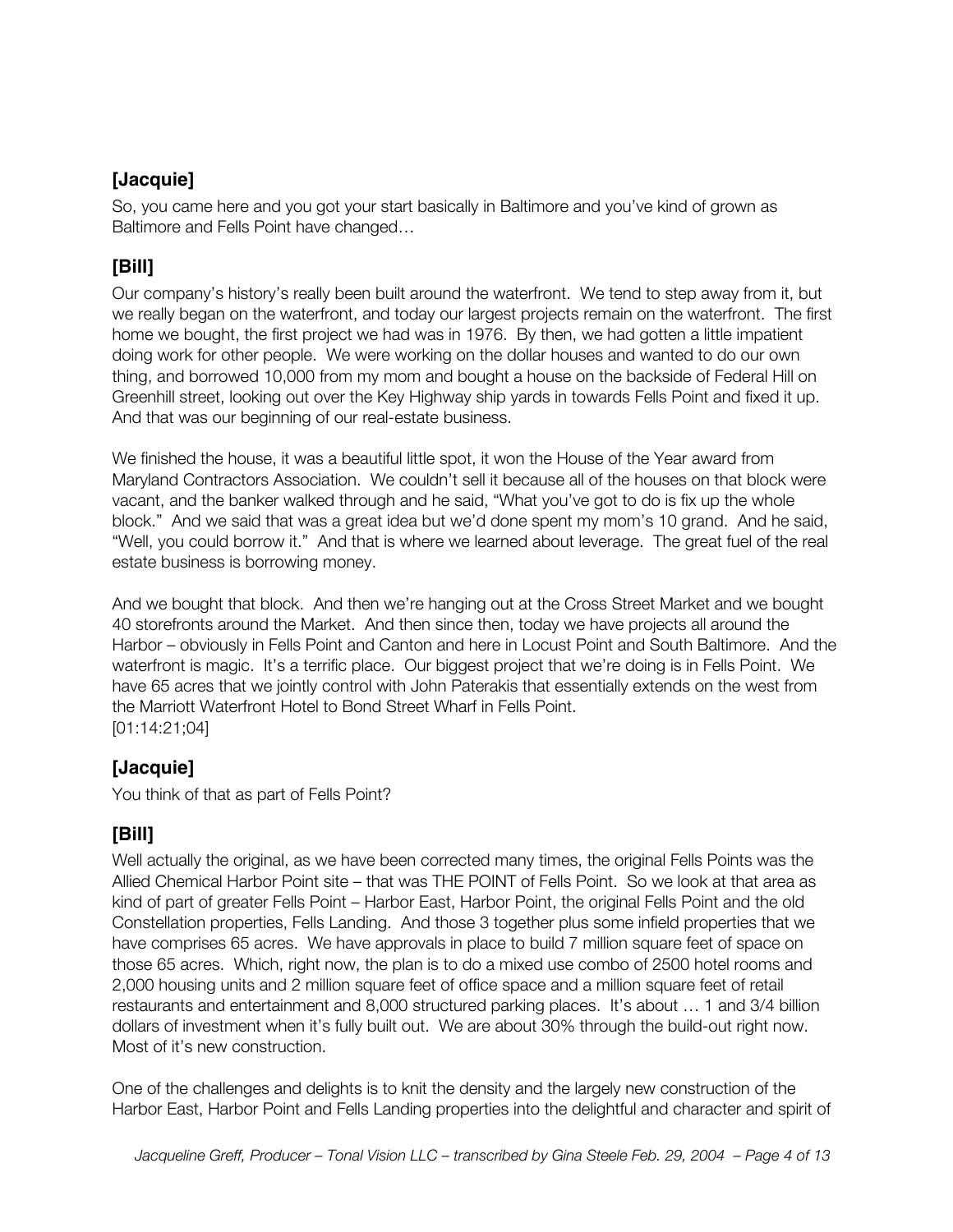### [Jacquie]

So, you came here and you got your start basically in Baltimore and you've kind of grown as Baltimore and Fells Point have changed…

### [Bill]

Our company's history's really been built around the waterfront. We tend to step away from it, but we really began on the waterfront, and today our largest projects remain on the waterfront. The first home we bought, the first project we had was in 1976. By then, we had gotten a little impatient doing work for other people. We were working on the dollar houses and wanted to do our own thing, and borrowed 10,000 from my mom and bought a house on the backside of Federal Hill on Greenhill street, looking out over the Key Highway ship yards in towards Fells Point and fixed it up. And that was our beginning of our real-estate business.

We finished the house, it was a beautiful little spot, it won the House of the Year award from Maryland Contractors Association. We couldn't sell it because all of the houses on that block were vacant, and the banker walked through and he said, "What you've got to do is fix up the whole block." And we said that was a great idea but we'd done spent my mom's 10 grand. And he said, "Well, you could borrow it." And that is where we learned about leverage. The great fuel of the real estate business is borrowing money.

And we bought that block. And then we're hanging out at the Cross Street Market and we bought 40 storefronts around the Market. And then since then, today we have projects all around the Harbor – obviously in Fells Point and Canton and here in Locust Point and South Baltimore. And the waterfront is magic. It's a terrific place. Our biggest project that we're doing is in Fells Point. We have 65 acres that we jointly control with John Paterakis that essentially extends on the west from the Marriott Waterfront Hotel to Bond Street Wharf in Fells Point.
[01:14:21;04]

### [Jacquie]

You think of that as part of Fells Point?

### [Bill]

Well actually the original, as we have been corrected many times, the original Fells Points was the Allied Chemical Harbor Point site – that was THE POINT of Fells Point. So we look at that area as kind of part of greater Fells Point – Harbor East, Harbor Point, the original Fells Point and the old Constellation properties, Fells Landing. And those 3 together plus some infield properties that we have comprises 65 acres. We have approvals in place to build 7 million square feet of space on those 65 acres. Which, right now, the plan is to do a mixed use combo of 2500 hotel rooms and 2,000 housing units and 2 million square feet of office space and a million square feet of retail restaurants and entertainment and 8,000 structured parking places. It's about … 1 and 3/4 billion dollars of investment when it's fully built out. We are about 30% through the build-out right now. Most of it's new construction.

One of the challenges and delights is to knit the density and the largely new construction of the Harbor East, Harbor Point and Fells Landing properties into the delightful and character and spirit of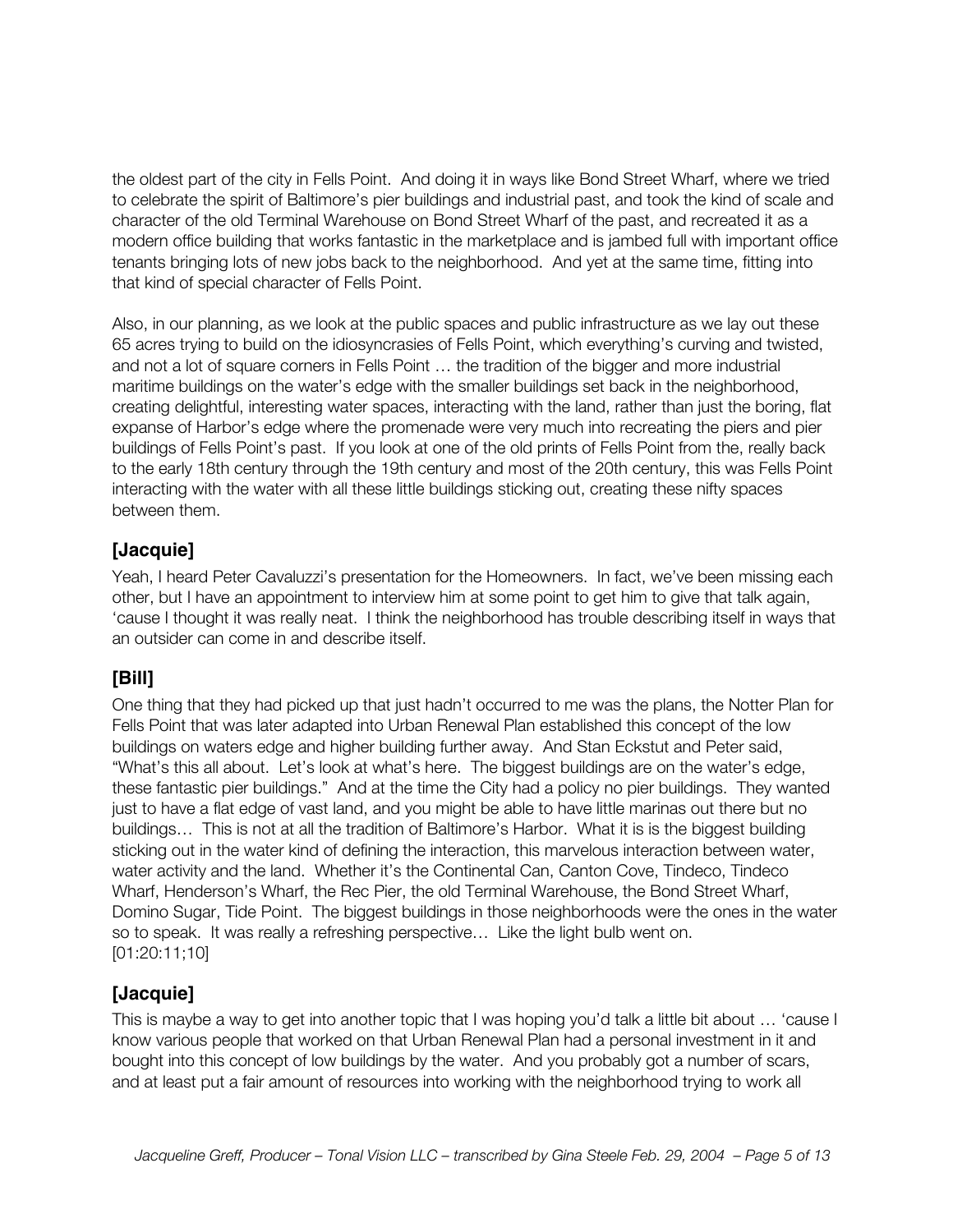the oldest part of the city in Fells Point. And doing it in ways like Bond Street Wharf, where we tried to celebrate the spirit of Baltimore's pier buildings and industrial past, and took the kind of scale and character of the old Terminal Warehouse on Bond Street Wharf of the past, and recreated it as a modern office building that works fantastic in the marketplace and is jambed full with important office tenants bringing lots of new jobs back to the neighborhood. And yet at the same time, fitting into that kind of special character of Fells Point.

Also, in our planning, as we look at the public spaces and public infrastructure as we lay out these 65 acres trying to build on the idiosyncrasies of Fells Point, which everything's curving and twisted, and not a lot of square corners in Fells Point … the tradition of the bigger and more industrial maritime buildings on the water's edge with the smaller buildings set back in the neighborhood, creating delightful, interesting water spaces, interacting with the land, rather than just the boring, flat expanse of Harbor's edge where the promenade were very much into recreating the piers and pier buildings of Fells Point's past. If you look at one of the old prints of Fells Point from the, really back to the early 18th century through the 19th century and most of the 20th century, this was Fells Point interacting with the water with all these little buildings sticking out, creating these nifty spaces between them.

## [Jacquie]

Yeah, I heard Peter Cavaluzzi's presentation for the Homeowners. In fact, we've been missing each other, but I have an appointment to interview him at some point to get him to give that talk again, 'cause I thought it was really neat. I think the neighborhood has trouble describing itself in ways that an outsider can come in and describe itself.

## [Bill]

One thing that they had picked up that just hadn't occurred to me was the plans, the Notter Plan for Fells Point that was later adapted into Urban Renewal Plan established this concept of the low buildings on waters edge and higher building further away. And Stan Eckstut and Peter said, "What's this all about. Let's look at what's here. The biggest buildings are on the water's edge, these fantastic pier buildings." And at the time the City had a policy no pier buildings. They wanted just to have a flat edge of vast land, and you might be able to have little marinas out there but no buildings… This is not at all the tradition of Baltimore's Harbor. What it is is the biggest building sticking out in the water kind of defining the interaction, this marvelous interaction between water, water activity and the land. Whether it's the Continental Can, Canton Cove, Tindeco, Tindeco Wharf, Henderson's Wharf, the Rec Pier, the old Terminal Warehouse, the Bond Street Wharf, Domino Sugar, Tide Point. The biggest buildings in those neighborhoods were the ones in the water so to speak. It was really a refreshing perspective… Like the light bulb went on.
[01:20:11;10]

## [Jacquie]

This is maybe a way to get into another topic that I was hoping you'd talk a little bit about … 'cause I know various people that worked on that Urban Renewal Plan had a personal investment in it and bought into this concept of low buildings by the water. And you probably got a number of scars, and at least put a fair amount of resources into working with the neighborhood trying to work all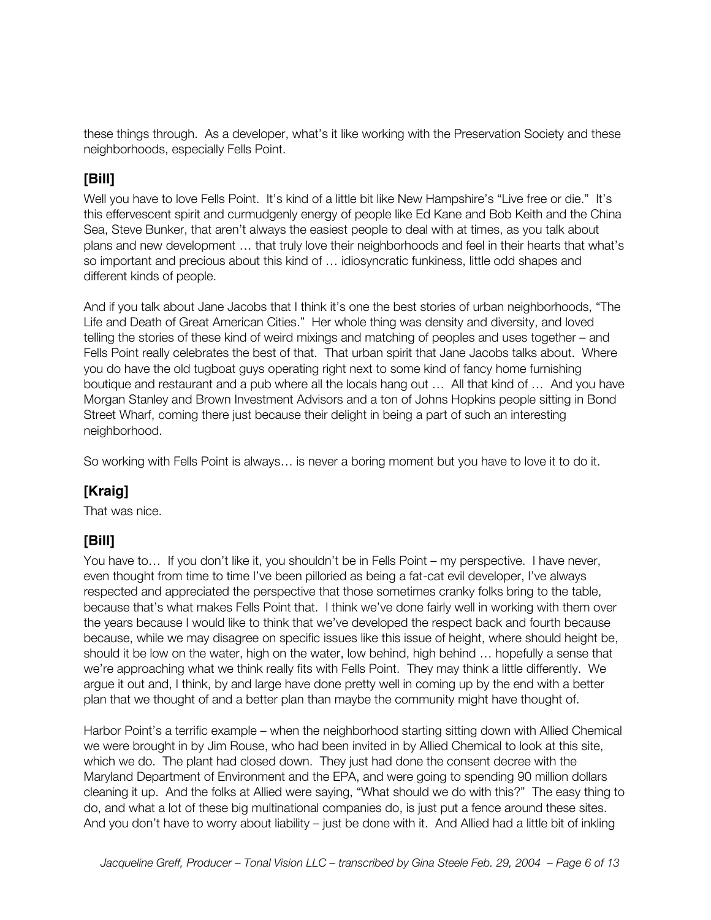these things through. As a developer, what's it like working with the Preservation Society and these neighborhoods, especially Fells Point.

## [Bill]

Well you have to love Fells Point. It's kind of a little bit like New Hampshire's "Live free or die." It's this effervescent spirit and curmudgenly energy of people like Ed Kane and Bob Keith and the China Sea, Steve Bunker, that aren't always the easiest people to deal with at times, as you talk about plans and new development … that truly love their neighborhoods and feel in their hearts that what's so important and precious about this kind of … idiosyncratic funkiness, little odd shapes and different kinds of people.

And if you talk about Jane Jacobs that I think it's one the best stories of urban neighborhoods, "The Life and Death of Great American Cities." Her whole thing was density and diversity, and loved telling the stories of these kind of weird mixings and matching of peoples and uses together – and Fells Point really celebrates the best of that. That urban spirit that Jane Jacobs talks about. Where you do have the old tugboat guys operating right next to some kind of fancy home furnishing boutique and restaurant and a pub where all the locals hang out … All that kind of … And you have Morgan Stanley and Brown Investment Advisors and a ton of Johns Hopkins people sitting in Bond Street Wharf, coming there just because their delight in being a part of such an interesting neighborhood.

So working with Fells Point is always… is never a boring moment but you have to love it to do it.

## [Kraig]

That was nice.

## [Bill]

You have to… If you don't like it, you shouldn't be in Fells Point – my perspective. I have never, even thought from time to time I've been pilloried as being a fat-cat evil developer, I've always respected and appreciated the perspective that those sometimes cranky folks bring to the table, because that's what makes Fells Point that. I think we've done fairly well in working with them over the years because I would like to think that we've developed the respect back and fourth because because, while we may disagree on specific issues like this issue of height, where should height be, should it be low on the water, high on the water, low behind, high behind … hopefully a sense that we're approaching what we think really fits with Fells Point. They may think a little differently. We argue it out and, I think, by and large have done pretty well in coming up by the end with a better plan that we thought of and a better plan than maybe the community might have thought of.

Harbor Point's a terrific example – when the neighborhood starting sitting down with Allied Chemical we were brought in by Jim Rouse, who had been invited in by Allied Chemical to look at this site, which we do. The plant had closed down. They just had done the consent decree with the Maryland Department of Environment and the EPA, and were going to spending 90 million dollars cleaning it up. And the folks at Allied were saying, "What should we do with this?" The easy thing to do, and what a lot of these big multinational companies do, is just put a fence around these sites. And you don't have to worry about liability – just be done with it. And Allied had a little bit of inkling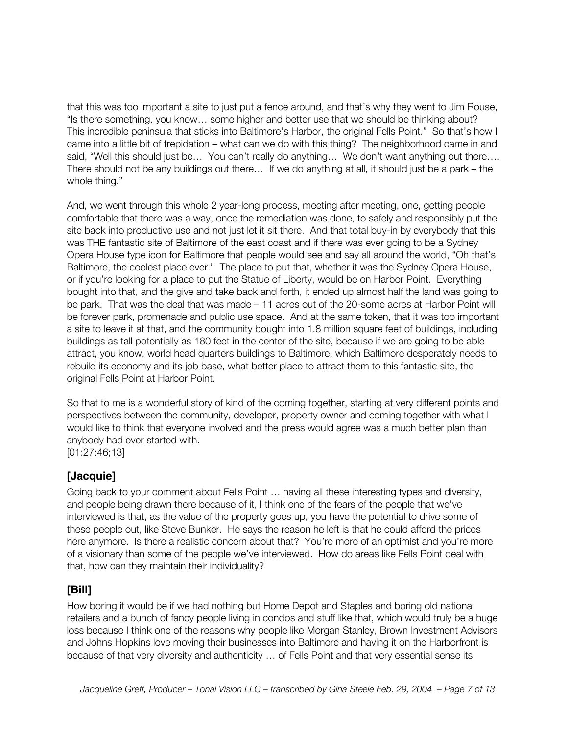that this was too important a site to just put a fence around, and that's why they went to Jim Rouse, "Is there something, you know… some higher and better use that we should be thinking about? This incredible peninsula that sticks into Baltimore's Harbor, the original Fells Point." So that's how I came into a little bit of trepidation – what can we do with this thing? The neighborhood came in and said, "Well this should just be… You can't really do anything… We don't want anything out there…. There should not be any buildings out there… If we do anything at all, it should just be a park – the whole thing."

And, we went through this whole 2 year-long process, meeting after meeting, one, getting people comfortable that there was a way, once the remediation was done, to safely and responsibly put the site back into productive use and not just let it sit there. And that total buy-in by everybody that this was THE fantastic site of Baltimore of the east coast and if there was ever going to be a Sydney Opera House type icon for Baltimore that people would see and say all around the world, "Oh that's Baltimore, the coolest place ever." The place to put that, whether it was the Sydney Opera House, or if you're looking for a place to put the Statue of Liberty, would be on Harbor Point. Everything bought into that, and the give and take back and forth, it ended up almost half the land was going to be park. That was the deal that was made – 11 acres out of the 20-some acres at Harbor Point will be forever park, promenade and public use space. And at the same token, that it was too important a site to leave it at that, and the community bought into 1.8 million square feet of buildings, including buildings as tall potentially as 180 feet in the center of the site, because if we are going to be able attract, you know, world head quarters buildings to Baltimore, which Baltimore desperately needs to rebuild its economy and its job base, what better place to attract them to this fantastic site, the original Fells Point at Harbor Point.

So that to me is a wonderful story of kind of the coming together, starting at very different points and perspectives between the community, developer, property owner and coming together with what I would like to think that everyone involved and the press would agree was a much better plan than anybody had ever started with.
[01:27:46;13]

## [Jacquie]

Going back to your comment about Fells Point … having all these interesting types and diversity, and people being drawn there because of it, I think one of the fears of the people that we've interviewed is that, as the value of the property goes up, you have the potential to drive some of these people out, like Steve Bunker. He says the reason he left is that he could afford the prices here anymore. Is there a realistic concern about that? You're more of an optimist and you're more of a visionary than some of the people we've interviewed. How do areas like Fells Point deal with that, how can they maintain their individuality?

## [Bill]

How boring it would be if we had nothing but Home Depot and Staples and boring old national retailers and a bunch of fancy people living in condos and stuff like that, which would truly be a huge loss because I think one of the reasons why people like Morgan Stanley, Brown Investment Advisors and Johns Hopkins love moving their businesses into Baltimore and having it on the Harborfront is because of that very diversity and authenticity … of Fells Point and that very essential sense its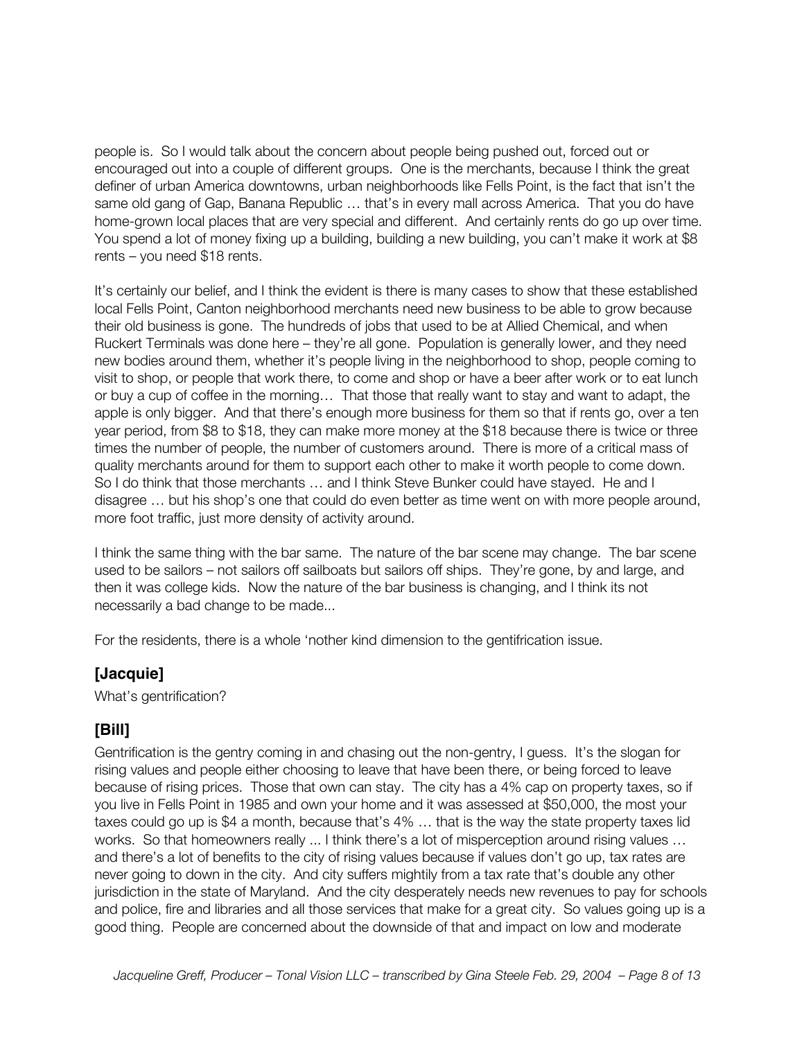people is. So I would talk about the concern about people being pushed out, forced out or encouraged out into a couple of different groups. One is the merchants, because I think the great definer of urban America downtowns, urban neighborhoods like Fells Point, is the fact that isn't the same old gang of Gap, Banana Republic … that's in every mall across America. That you do have home-grown local places that are very special and different. And certainly rents do go up over time. You spend a lot of money fixing up a building, building a new building, you can't make it work at $8 rents – you need $18 rents.

It's certainly our belief, and I think the evident is there is many cases to show that these established local Fells Point, Canton neighborhood merchants need new business to be able to grow because their old business is gone. The hundreds of jobs that used to be at Allied Chemical, and when Ruckert Terminals was done here – they're all gone. Population is generally lower, and they need new bodies around them, whether it's people living in the neighborhood to shop, people coming to visit to shop, or people that work there, to come and shop or have a beer after work or to eat lunch or buy a cup of coffee in the morning… That those that really want to stay and want to adapt, the apple is only bigger. And that there's enough more business for them so that if rents go, over a ten year period, from $8 to $18, they can make more money at the $18 because there is twice or three times the number of people, the number of customers around. There is more of a critical mass of quality merchants around for them to support each other to make it worth people to come down. So I do think that those merchants … and I think Steve Bunker could have stayed. He and I disagree … but his shop's one that could do even better as time went on with more people around, more foot traffic, just more density of activity around.

I think the same thing with the bar same. The nature of the bar scene may change. The bar scene used to be sailors – not sailors off sailboats but sailors off ships. They're gone, by and large, and then it was college kids. Now the nature of the bar business is changing, and I think its not necessarily a bad change to be made...

For the residents, there is a whole 'nother kind dimension to the gentifrication issue.

### [Jacquie]

What's gentrification?

### [Bill]

Gentrification is the gentry coming in and chasing out the non-gentry, I guess. It's the slogan for rising values and people either choosing to leave that have been there, or being forced to leave because of rising prices. Those that own can stay. The city has a 4% cap on property taxes, so if you live in Fells Point in 1985 and own your home and it was assessed at $50,000, the most your taxes could go up is $4 a month, because that's 4% … that is the way the state property taxes lid works. So that homeowners really ... I think there's a lot of misperception around rising values … and there's a lot of benefits to the city of rising values because if values don't go up, tax rates are never going to down in the city. And city suffers mightily from a tax rate that's double any other jurisdiction in the state of Maryland. And the city desperately needs new revenues to pay for schools and police, fire and libraries and all those services that make for a great city. So values going up is a good thing. People are concerned about the downside of that and impact on low and moderate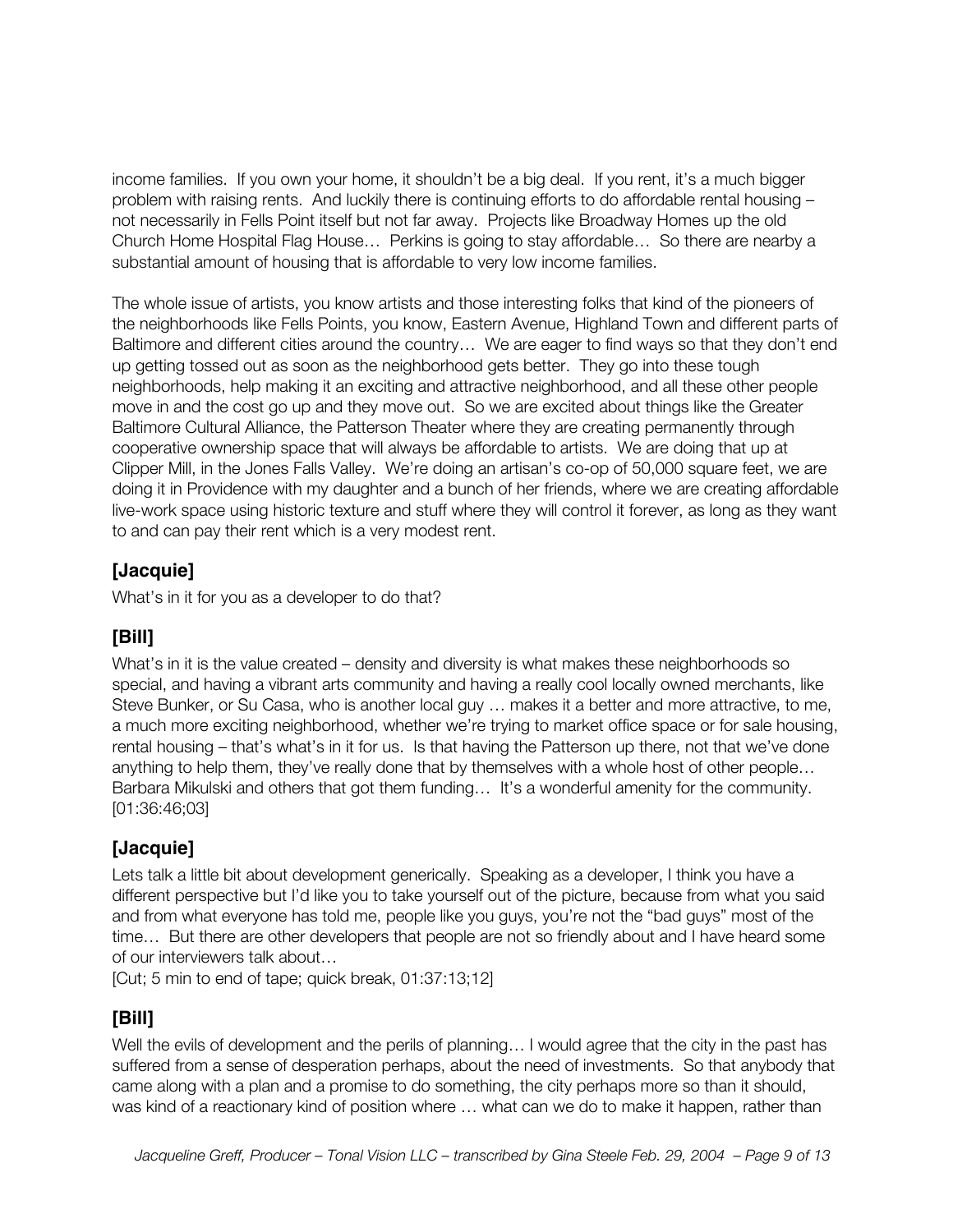income families. If you own your home, it shouldn't be a big deal. If you rent, it's a much bigger problem with raising rents. And luckily there is continuing efforts to do affordable rental housing – not necessarily in Fells Point itself but not far away. Projects like Broadway Homes up the old Church Home Hospital Flag House… Perkins is going to stay affordable… So there are nearby a substantial amount of housing that is affordable to very low income families.

The whole issue of artists, you know artists and those interesting folks that kind of the pioneers of the neighborhoods like Fells Points, you know, Eastern Avenue, Highland Town and different parts of Baltimore and different cities around the country… We are eager to find ways so that they don't end up getting tossed out as soon as the neighborhood gets better. They go into these tough neighborhoods, help making it an exciting and attractive neighborhood, and all these other people move in and the cost go up and they move out. So we are excited about things like the Greater Baltimore Cultural Alliance, the Patterson Theater where they are creating permanently through cooperative ownership space that will always be affordable to artists. We are doing that up at Clipper Mill, in the Jones Falls Valley. We're doing an artisan's co-op of 50,000 square feet, we are doing it in Providence with my daughter and a bunch of her friends, where we are creating affordable live-work space using historic texture and stuff where they will control it forever, as long as they want to and can pay their rent which is a very modest rent.

## [Jacquie]

What's in it for you as a developer to do that?

## [Bill]

What's in it is the value created – density and diversity is what makes these neighborhoods so special, and having a vibrant arts community and having a really cool locally owned merchants, like Steve Bunker, or Su Casa, who is another local guy … makes it a better and more attractive, to me, a much more exciting neighborhood, whether we're trying to market office space or for sale housing, rental housing – that's what's in it for us. Is that having the Patterson up there, not that we've done anything to help them, they've really done that by themselves with a whole host of other people… Barbara Mikulski and others that got them funding… It's a wonderful amenity for the community. [01:36:46;03]

## [Jacquie]

Lets talk a little bit about development generically. Speaking as a developer, I think you have a different perspective but I'd like you to take yourself out of the picture, because from what you said and from what everyone has told me, people like you guys, you're not the "bad guys" most of the time… But there are other developers that people are not so friendly about and I have heard some of our interviewers talk about…

[Cut; 5 min to end of tape; quick break, 01:37:13;12]

## [Bill]

Well the evils of development and the perils of planning… I would agree that the city in the past has suffered from a sense of desperation perhaps, about the need of investments. So that anybody that came along with a plan and a promise to do something, the city perhaps more so than it should, was kind of a reactionary kind of position where … what can we do to make it happen, rather than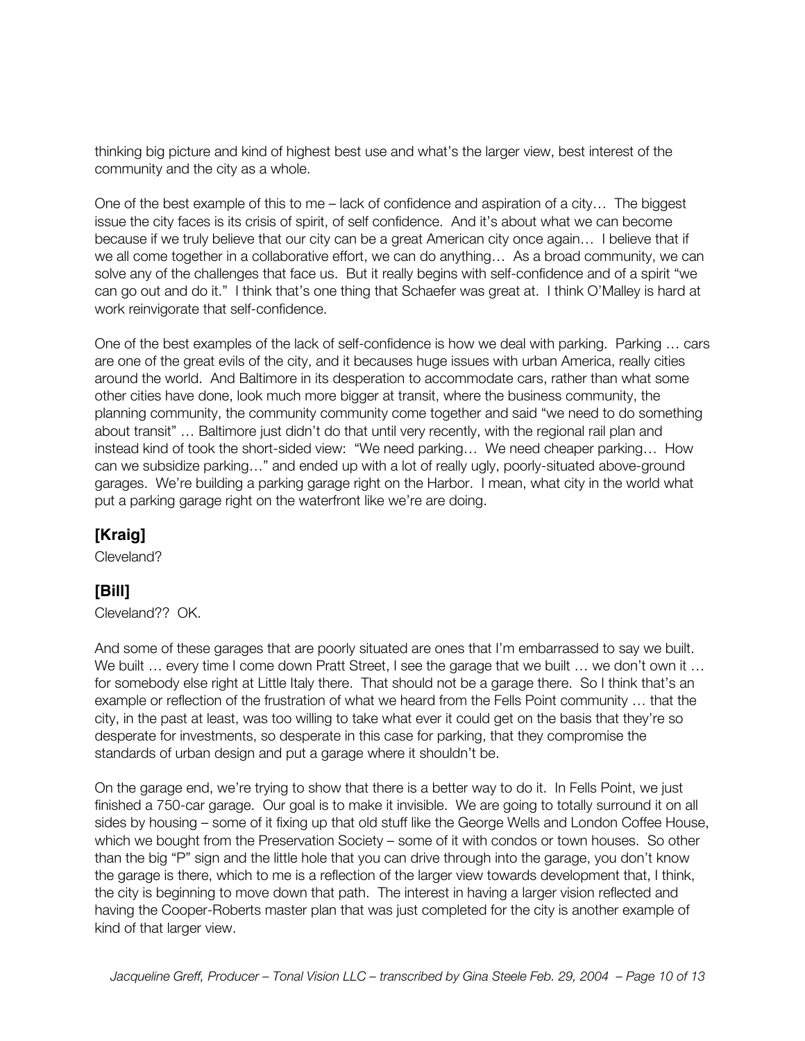thinking big picture and kind of highest best use and what's the larger view, best interest of the community and the city as a whole.

One of the best example of this to me – lack of confidence and aspiration of a city… The biggest issue the city faces is its crisis of spirit, of self confidence. And it's about what we can become because if we truly believe that our city can be a great American city once again… I believe that if we all come together in a collaborative effort, we can do anything… As a broad community, we can solve any of the challenges that face us. But it really begins with self-confidence and of a spirit "we can go out and do it." I think that's one thing that Schaefer was great at. I think O'Malley is hard at work reinvigorate that self-confidence.

One of the best examples of the lack of self-confidence is how we deal with parking. Parking … cars are one of the great evils of the city, and it becauses huge issues with urban America, really cities around the world. And Baltimore in its desperation to accommodate cars, rather than what some other cities have done, look much more bigger at transit, where the business community, the planning community, the community community come together and said "we need to do something about transit" … Baltimore just didn't do that until very recently, with the regional rail plan and instead kind of took the short-sided view: "We need parking… We need cheaper parking… How can we subsidize parking…" and ended up with a lot of really ugly, poorly-situated above-ground garages. We're building a parking garage right on the Harbor. I mean, what city in the world what put a parking garage right on the waterfront like we're are doing.

### [Kraig]

Cleveland?

### [Bill]

Cleveland?? OK.

And some of these garages that are poorly situated are ones that I'm embarrassed to say we built. We built … every time I come down Pratt Street, I see the garage that we built … we don't own it … for somebody else right at Little Italy there. That should not be a garage there. So I think that's an example or reflection of the frustration of what we heard from the Fells Point community … that the city, in the past at least, was too willing to take what ever it could get on the basis that they're so desperate for investments, so desperate in this case for parking, that they compromise the standards of urban design and put a garage where it shouldn't be.

On the garage end, we're trying to show that there is a better way to do it. In Fells Point, we just finished a 750-car garage. Our goal is to make it invisible. We are going to totally surround it on all sides by housing – some of it fixing up that old stuff like the George Wells and London Coffee House, which we bought from the Preservation Society – some of it with condos or town houses. So other than the big "P" sign and the little hole that you can drive through into the garage, you don't know the garage is there, which to me is a reflection of the larger view towards development that, I think, the city is beginning to move down that path. The interest in having a larger vision reflected and having the Cooper-Roberts master plan that was just completed for the city is another example of kind of that larger view.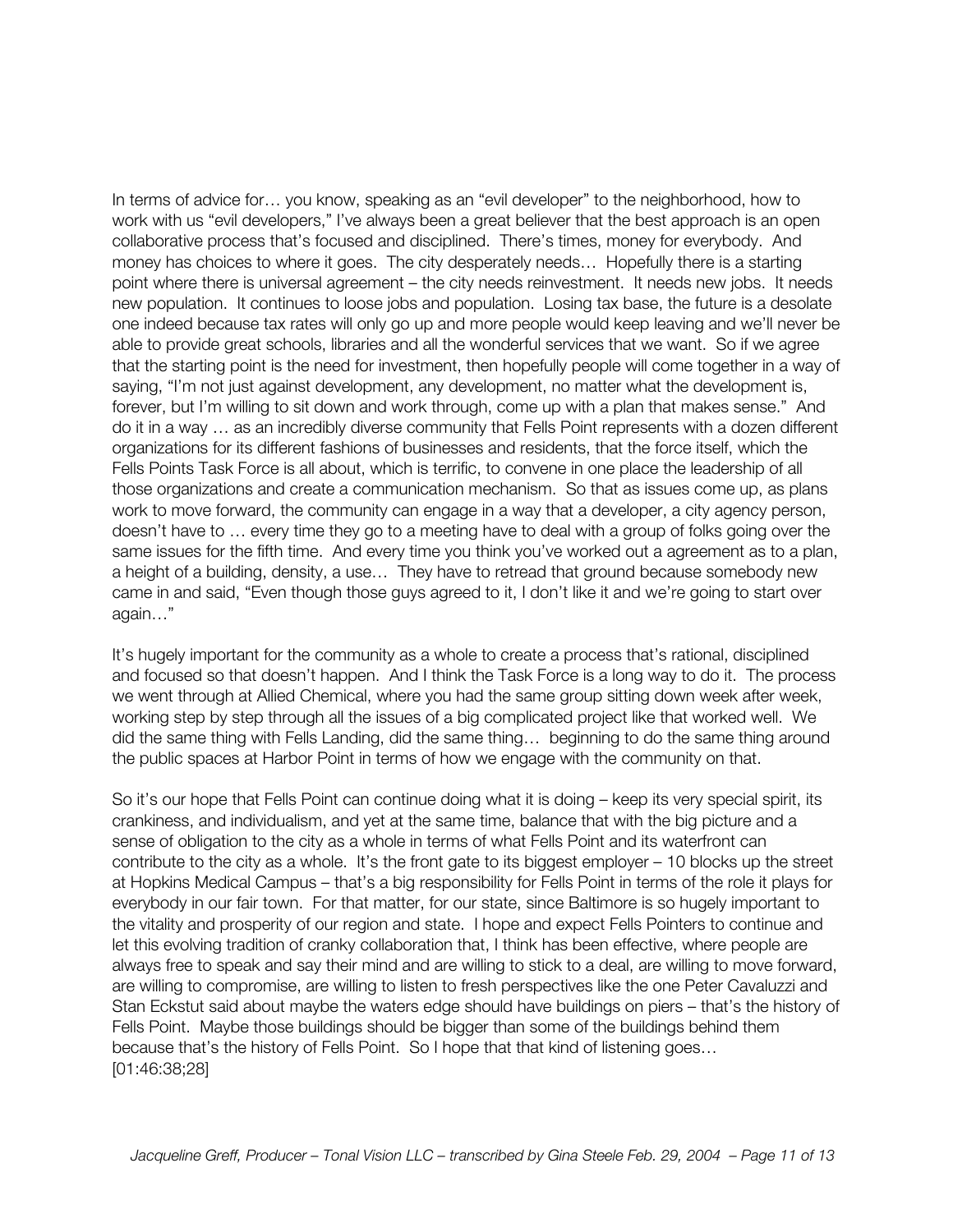In terms of advice for… you know, speaking as an "evil developer" to the neighborhood, how to work with us "evil developers," I've always been a great believer that the best approach is an open collaborative process that's focused and disciplined. There's times, money for everybody. And money has choices to where it goes. The city desperately needs… Hopefully there is a starting point where there is universal agreement – the city needs reinvestment. It needs new jobs. It needs new population. It continues to loose jobs and population. Losing tax base, the future is a desolate one indeed because tax rates will only go up and more people would keep leaving and we'll never be able to provide great schools, libraries and all the wonderful services that we want. So if we agree that the starting point is the need for investment, then hopefully people will come together in a way of saying, "I'm not just against development, any development, no matter what the development is, forever, but I'm willing to sit down and work through, come up with a plan that makes sense." And do it in a way … as an incredibly diverse community that Fells Point represents with a dozen different organizations for its different fashions of businesses and residents, that the force itself, which the Fells Points Task Force is all about, which is terrific, to convene in one place the leadership of all those organizations and create a communication mechanism. So that as issues come up, as plans work to move forward, the community can engage in a way that a developer, a city agency person, doesn't have to … every time they go to a meeting have to deal with a group of folks going over the same issues for the fifth time. And every time you think you've worked out a agreement as to a plan, a height of a building, density, a use… They have to retread that ground because somebody new came in and said, "Even though those guys agreed to it, I don't like it and we're going to start over again…"

It's hugely important for the community as a whole to create a process that's rational, disciplined and focused so that doesn't happen. And I think the Task Force is a long way to do it. The process we went through at Allied Chemical, where you had the same group sitting down week after week, working step by step through all the issues of a big complicated project like that worked well. We did the same thing with Fells Landing, did the same thing… beginning to do the same thing around the public spaces at Harbor Point in terms of how we engage with the community on that.

So it's our hope that Fells Point can continue doing what it is doing – keep its very special spirit, its crankiness, and individualism, and yet at the same time, balance that with the big picture and a sense of obligation to the city as a whole in terms of what Fells Point and its waterfront can contribute to the city as a whole. It's the front gate to its biggest employer – 10 blocks up the street at Hopkins Medical Campus – that's a big responsibility for Fells Point in terms of the role it plays for everybody in our fair town. For that matter, for our state, since Baltimore is so hugely important to the vitality and prosperity of our region and state. I hope and expect Fells Pointers to continue and let this evolving tradition of cranky collaboration that, I think has been effective, where people are always free to speak and say their mind and are willing to stick to a deal, are willing to move forward, are willing to compromise, are willing to listen to fresh perspectives like the one Peter Cavaluzzi and Stan Eckstut said about maybe the waters edge should have buildings on piers – that's the history of Fells Point. Maybe those buildings should be bigger than some of the buildings behind them because that's the history of Fells Point. So I hope that that kind of listening goes…
[01:46:38;28]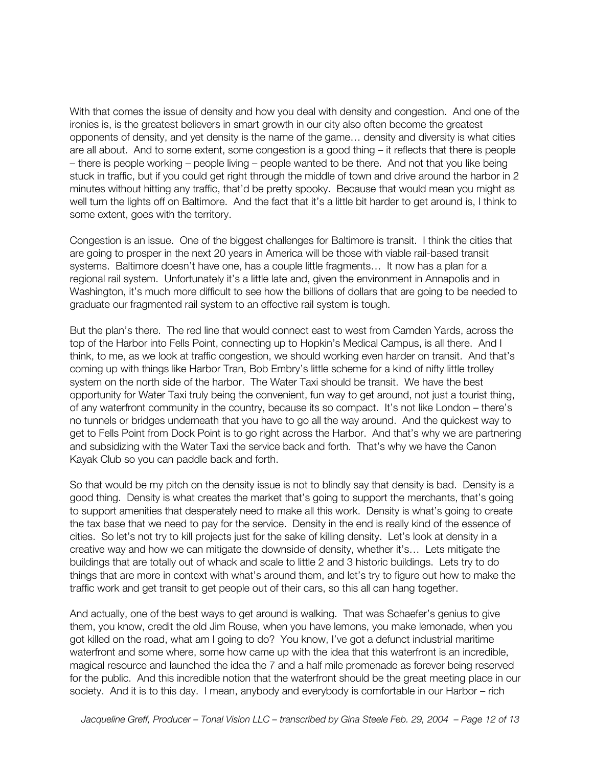With that comes the issue of density and how you deal with density and congestion. And one of the ironies is, is the greatest believers in smart growth in our city also often become the greatest opponents of density, and yet density is the name of the game… density and diversity is what cities are all about. And to some extent, some congestion is a good thing – it reflects that there is people – there is people working – people living – people wanted to be there. And not that you like being stuck in traffic, but if you could get right through the middle of town and drive around the harbor in 2 minutes without hitting any traffic, that'd be pretty spooky. Because that would mean you might as well turn the lights off on Baltimore. And the fact that it's a little bit harder to get around is, I think to some extent, goes with the territory.

Congestion is an issue. One of the biggest challenges for Baltimore is transit. I think the cities that are going to prosper in the next 20 years in America will be those with viable rail-based transit systems. Baltimore doesn't have one, has a couple little fragments… It now has a plan for a regional rail system. Unfortunately it's a little late and, given the environment in Annapolis and in Washington, it's much more difficult to see how the billions of dollars that are going to be needed to graduate our fragmented rail system to an effective rail system is tough.

But the plan's there. The red line that would connect east to west from Camden Yards, across the top of the Harbor into Fells Point, connecting up to Hopkin's Medical Campus, is all there. And I think, to me, as we look at traffic congestion, we should working even harder on transit. And that's coming up with things like Harbor Tran, Bob Embry's little scheme for a kind of nifty little trolley system on the north side of the harbor. The Water Taxi should be transit. We have the best opportunity for Water Taxi truly being the convenient, fun way to get around, not just a tourist thing, of any waterfront community in the country, because its so compact. It's not like London – there's no tunnels or bridges underneath that you have to go all the way around. And the quickest way to get to Fells Point from Dock Point is to go right across the Harbor. And that's why we are partnering and subsidizing with the Water Taxi the service back and forth. That's why we have the Canon Kayak Club so you can paddle back and forth.

So that would be my pitch on the density issue is not to blindly say that density is bad. Density is a good thing. Density is what creates the market that's going to support the merchants, that's going to support amenities that desperately need to make all this work. Density is what's going to create the tax base that we need to pay for the service. Density in the end is really kind of the essence of cities. So let's not try to kill projects just for the sake of killing density. Let's look at density in a creative way and how we can mitigate the downside of density, whether it's… Lets mitigate the buildings that are totally out of whack and scale to little 2 and 3 historic buildings. Lets try to do things that are more in context with what's around them, and let's try to figure out how to make the traffic work and get transit to get people out of their cars, so this all can hang together.

And actually, one of the best ways to get around is walking. That was Schaefer's genius to give them, you know, credit the old Jim Rouse, when you have lemons, you make lemonade, when you got killed on the road, what am I going to do? You know, I've got a defunct industrial maritime waterfront and some where, some how came up with the idea that this waterfront is an incredible, magical resource and launched the idea the 7 and a half mile promenade as forever being reserved for the public. And this incredible notion that the waterfront should be the great meeting place in our society. And it is to this day. I mean, anybody and everybody is comfortable in our Harbor – rich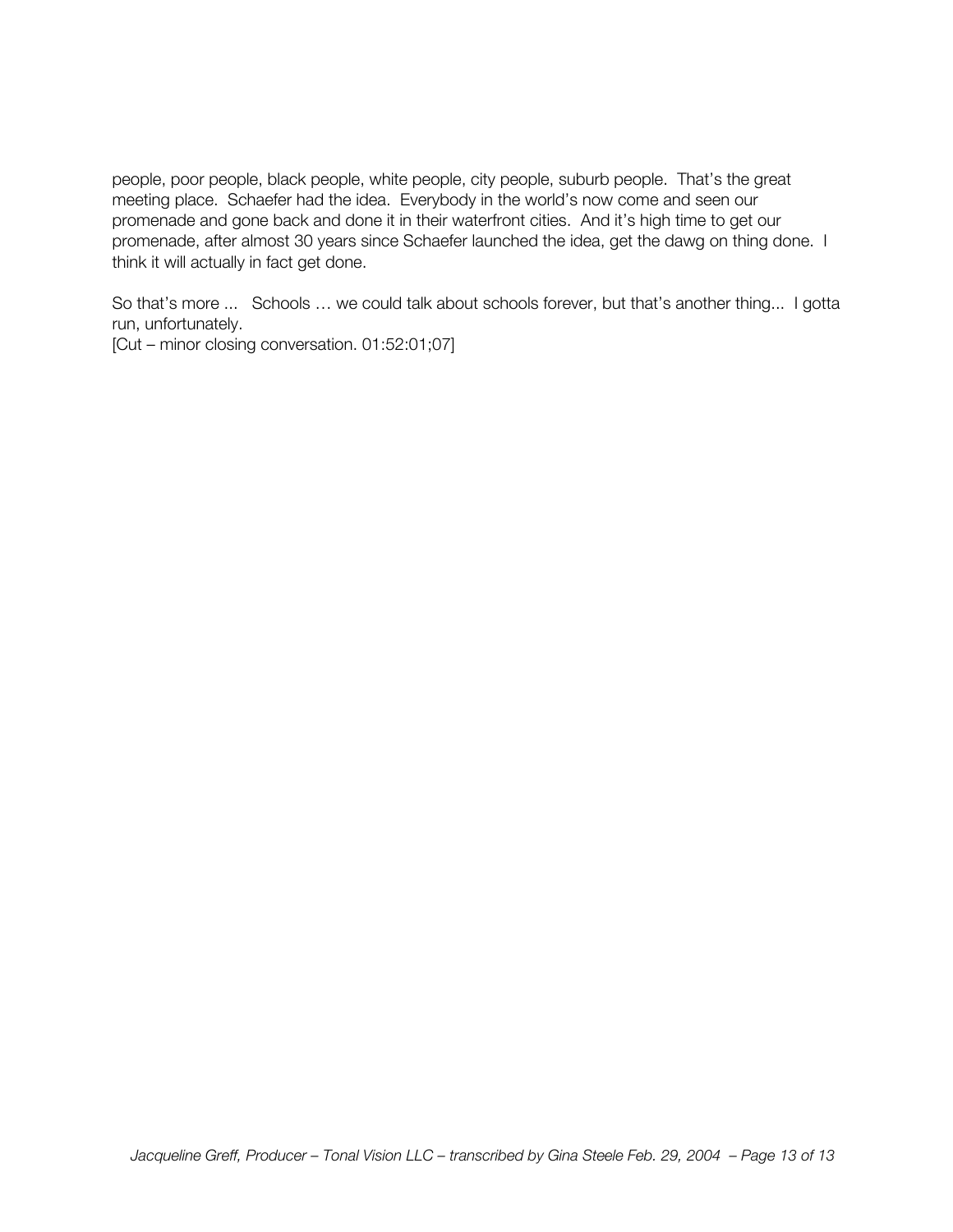people, poor people, black people, white people, city people, suburb people. That's the great meeting place. Schaefer had the idea. Everybody in the world's now come and seen our promenade and gone back and done it in their waterfront cities. And it's high time to get our promenade, after almost 30 years since Schaefer launched the idea, get the dawg on thing done. I think it will actually in fact get done.

So that's more ... Schools … we could talk about schools forever, but that's another thing... I gotta run, unfortunately.
[Cut – minor closing conversation. 01:52:01;07]